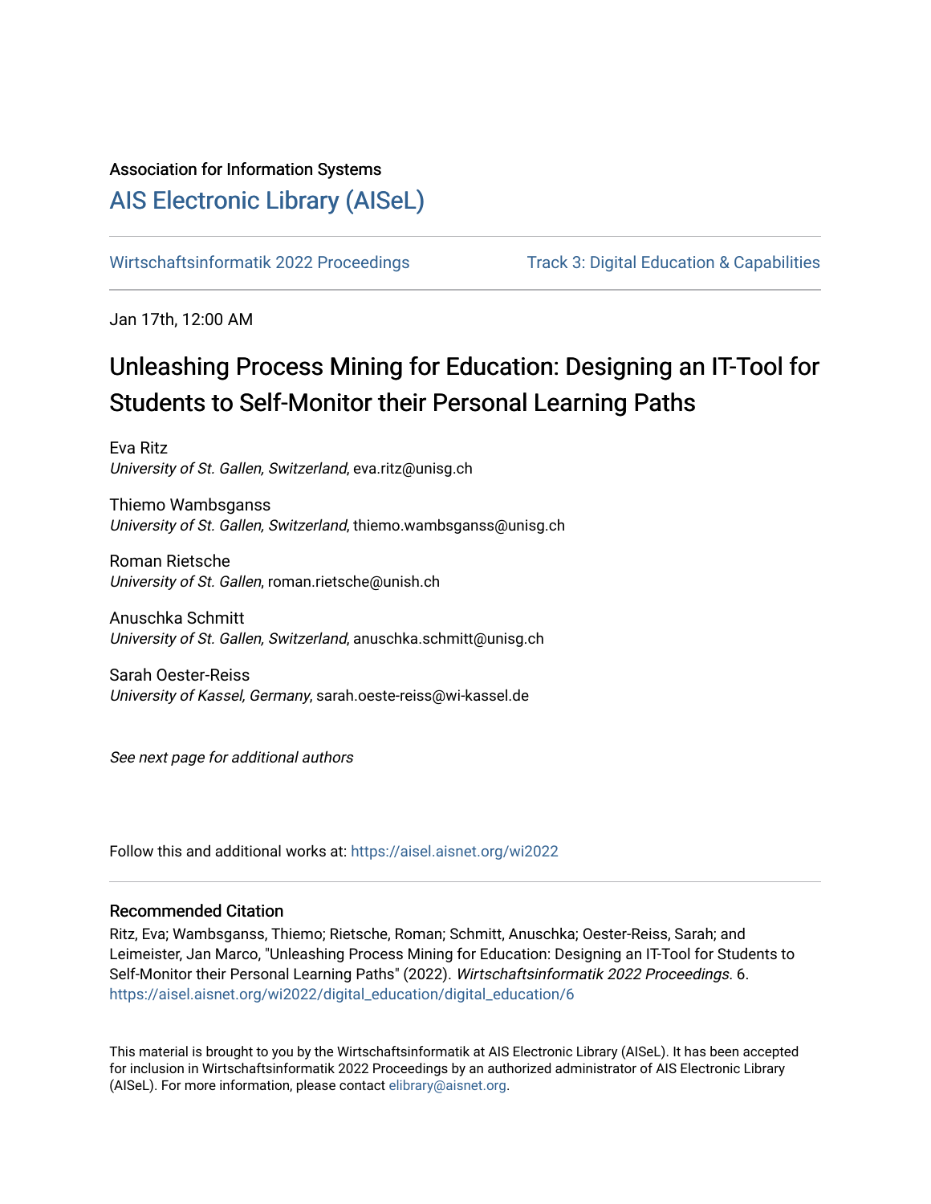Association for Information Systems

# AIS Electronic Library (AISeL)

Wirtschaftsinformatik 2022 Proceedings

Track 3: Digital Education & Capabilities

Jan 17th, 12:00 AM

# Unleashing Process Mining for Education: Designing an IT-Tool for Students to Self-Monitor their Personal Learning Paths

Eva Ritz
*University of St. Gallen, Switzerland*, eva.ritz@unisg.ch

Thiemo Wambsganss
*University of St. Gallen, Switzerland*, thiemo.wambsganss@unisg.ch

Roman Rietsche
*University of St. Gallen*, roman.rietsche@unish.ch

Anuschka Schmitt
*University of St. Gallen, Switzerland*, anuschka.schmitt@unisg.ch

Sarah Oester-Reiss
*University of Kassel, Germany*, sarah.oeste-reiss@wi-kassel.de

*See next page for additional authors*

Follow this and additional works at: https://aisel.aisnet.org/wi2022

## Recommended Citation

Ritz, Eva; Wambsganss, Thiemo; Rietsche, Roman; Schmitt, Anuschka; Oester-Reiss, Sarah; and Leimeister, Jan Marco, "Unleashing Process Mining for Education: Designing an IT-Tool for Students to Self-Monitor their Personal Learning Paths" (2022). *Wirtschaftsinformatik 2022 Proceedings*. 6.
https://aisel.aisnet.org/wi2022/digital_education/digital_education/6

This material is brought to you by the Wirtschaftsinformatik at AIS Electronic Library (AISeL). It has been accepted for inclusion in Wirtschaftsinformatik 2022 Proceedings by an authorized administrator of AIS Electronic Library (AISeL). For more information, please contact elibrary@aisnet.org.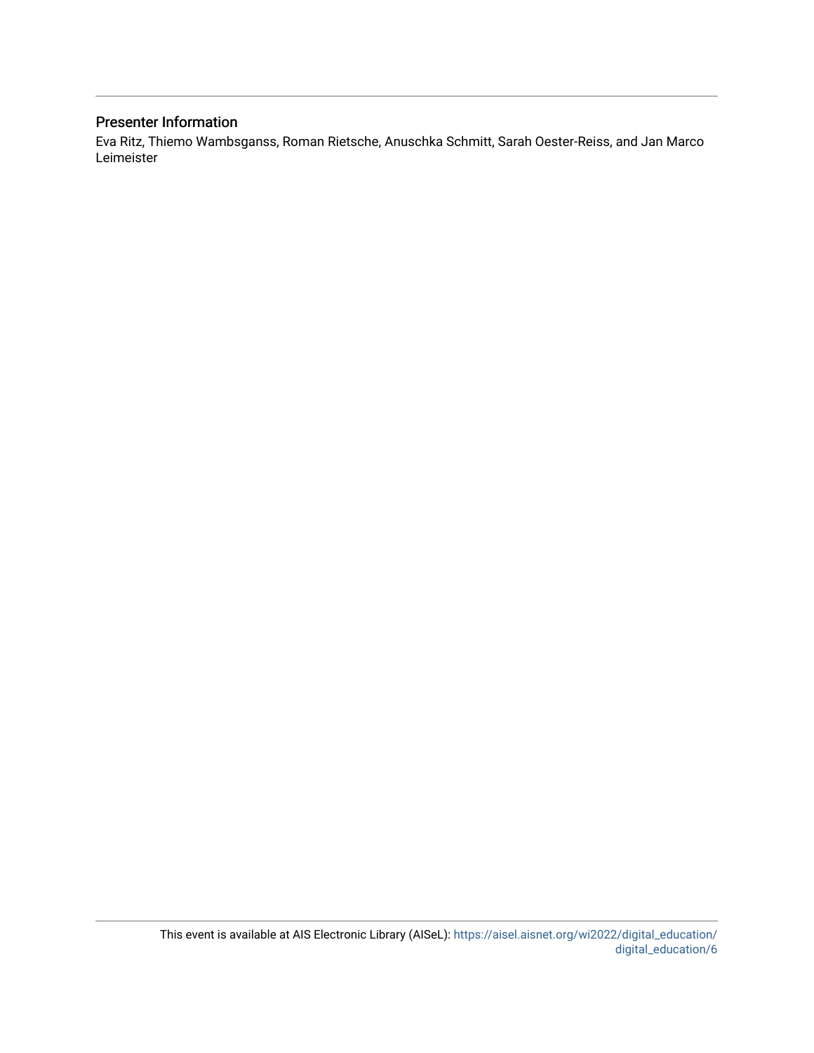## Presenter Information

Eva Ritz, Thiemo Wambsganss, Roman Rietsche, Anuschka Schmitt, Sarah Oester-Reiss, and Jan Marco Leimeister

This event is available at AIS Electronic Library (AISeL): https://aisel.aisnet.org/wi2022/digital_education/digital_education/6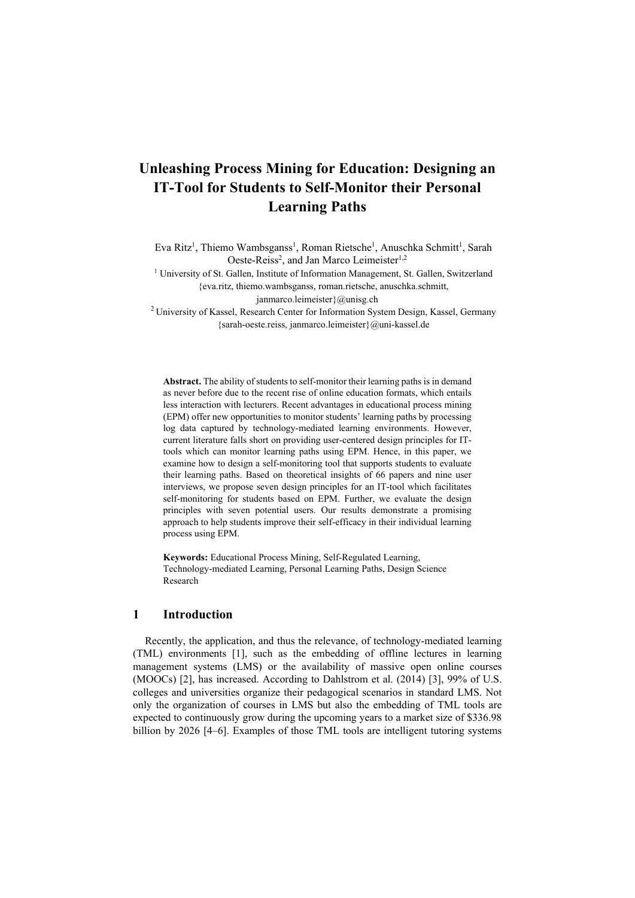# Unleashing Process Mining for Education: Designing an IT-Tool for Students to Self-Monitor their Personal Learning Paths

Eva Ritz[1], Thiemo Wambsganss[1], Roman Rietsche[1], Anuschka Schmitt[1], Sarah Oeste-Reiss[2], and Jan Marco Leimeister[1,2]

[1] University of St. Gallen, Institute of Information Management, St. Gallen, Switzerland
{eva.ritz, thiemo.wambsganss, roman.rietsche, anuschka.schmitt, janmarco.leimeister}@unisg.ch

[2] University of Kassel, Research Center for Information System Design, Kassel, Germany
{sarah-oeste.reiss, janmarco.leimeister}@uni-kassel.de

**Abstract.** The ability of students to self-monitor their learning paths is in demand as never before due to the recent rise of online education formats, which entails less interaction with lecturers. Recent advantages in educational process mining (EPM) offer new opportunities to monitor students' learning paths by processing log data captured by technology-mediated learning environments. However, current literature falls short on providing user-centered design principles for IT-tools which can monitor learning paths using EPM. Hence, in this paper, we examine how to design a self-monitoring tool that supports students to evaluate their learning paths. Based on theoretical insights of 66 papers and nine user interviews, we propose seven design principles for an IT-tool which facilitates self-monitoring for students based on EPM. Further, we evaluate the design principles with seven potential users. Our results demonstrate a promising approach to help students improve their self-efficacy in their individual learning process using EPM.

**Keywords:** Educational Process Mining, Self-Regulated Learning, Technology-mediated Learning, Personal Learning Paths, Design Science Research

## 1 Introduction

Recently, the application, and thus the relevance, of technology-mediated learning (TML) environments [1], such as the embedding of offline lectures in learning management systems (LMS) or the availability of massive open online courses (MOOCs) [2], has increased. According to Dahlstrom et al. (2014) [3], 99% of U.S. colleges and universities organize their pedagogical scenarios in standard LMS. Not only the organization of courses in LMS but also the embedding of TML tools are expected to continuously grow during the upcoming years to a market size of $336.98 billion by 2026 [4–6]. Examples of those TML tools are intelligent tutoring systems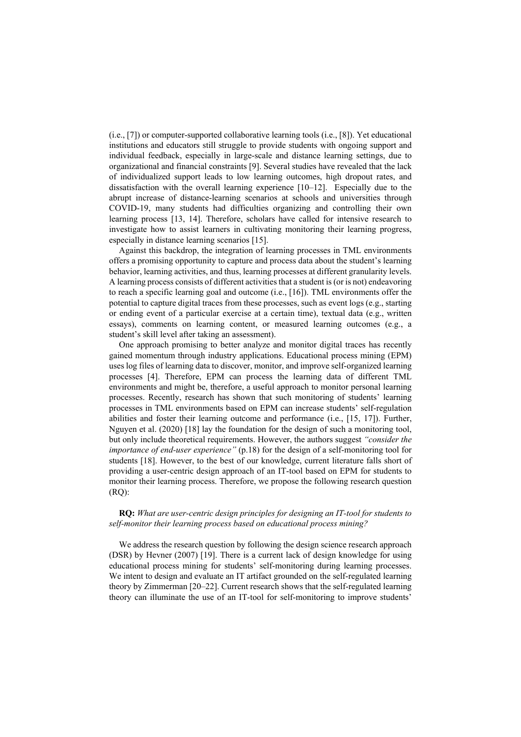(i.e., [7]) or computer-supported collaborative learning tools (i.e., [8]). Yet educational institutions and educators still struggle to provide students with ongoing support and individual feedback, especially in large-scale and distance learning settings, due to organizational and financial constraints [9]. Several studies have revealed that the lack of individualized support leads to low learning outcomes, high dropout rates, and dissatisfaction with the overall learning experience [10–12]. Especially due to the abrupt increase of distance-learning scenarios at schools and universities through COVID-19, many students had difficulties organizing and controlling their own learning process [13, 14]. Therefore, scholars have called for intensive research to investigate how to assist learners in cultivating monitoring their learning progress, especially in distance learning scenarios [15].

Against this backdrop, the integration of learning processes in TML environments offers a promising opportunity to capture and process data about the student's learning behavior, learning activities, and thus, learning processes at different granularity levels. A learning process consists of different activities that a student is (or is not) endeavoring to reach a specific learning goal and outcome (i.e., [16]). TML environments offer the potential to capture digital traces from these processes, such as event logs (e.g., starting or ending event of a particular exercise at a certain time), textual data (e.g., written essays), comments on learning content, or measured learning outcomes (e.g., a student's skill level after taking an assessment).

One approach promising to better analyze and monitor digital traces has recently gained momentum through industry applications. Educational process mining (EPM) uses log files of learning data to discover, monitor, and improve self-organized learning processes [4]. Therefore, EPM can process the learning data of different TML environments and might be, therefore, a useful approach to monitor personal learning processes. Recently, research has shown that such monitoring of students' learning processes in TML environments based on EPM can increase students' self-regulation abilities and foster their learning outcome and performance (i.e., [15, 17]). Further, Nguyen et al. (2020) [18] lay the foundation for the design of such a monitoring tool, but only include theoretical requirements. However, the authors suggest *"consider the importance of end-user experience"* (p.18) for the design of a self-monitoring tool for students [18]. However, to the best of our knowledge, current literature falls short of providing a user-centric design approach of an IT-tool based on EPM for students to monitor their learning process. Therefore, we propose the following research question (RQ):

**RQ:** *What are user-centric design principles for designing an IT-tool for students to self-monitor their learning process based on educational process mining?*

We address the research question by following the design science research approach (DSR) by Hevner (2007) [19]. There is a current lack of design knowledge for using educational process mining for students' self-monitoring during learning processes. We intent to design and evaluate an IT artifact grounded on the self-regulated learning theory by Zimmerman [20–22]. Current research shows that the self-regulated learning theory can illuminate the use of an IT-tool for self-monitoring to improve students'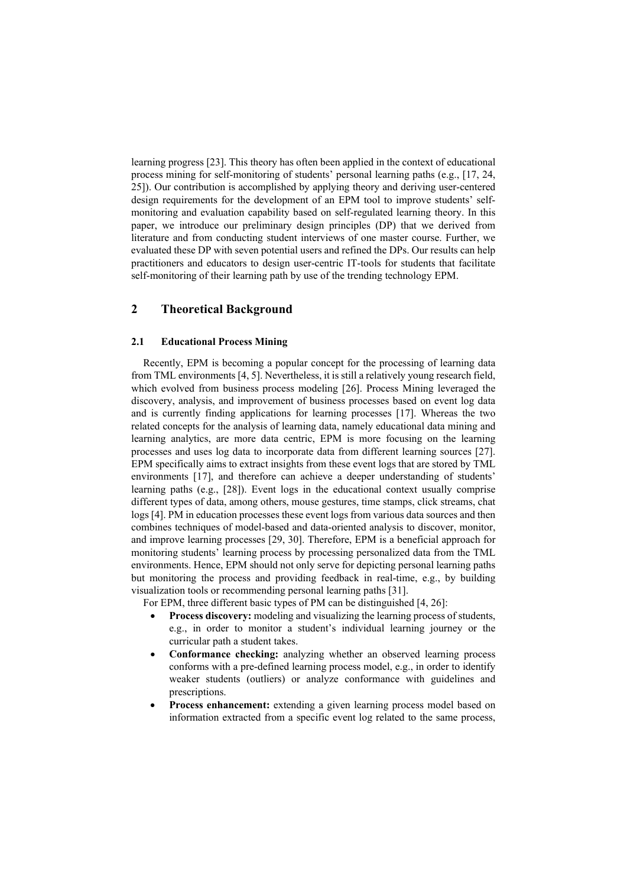learning progress [23]. This theory has often been applied in the context of educational process mining for self-monitoring of students' personal learning paths (e.g., [17, 24, 25]). Our contribution is accomplished by applying theory and deriving user-centered design requirements for the development of an EPM tool to improve students' self-monitoring and evaluation capability based on self-regulated learning theory. In this paper, we introduce our preliminary design principles (DP) that we derived from literature and from conducting student interviews of one master course. Further, we evaluated these DP with seven potential users and refined the DPs. Our results can help practitioners and educators to design user-centric IT-tools for students that facilitate self-monitoring of their learning path by use of the trending technology EPM.

## 2 Theoretical Background

### 2.1 Educational Process Mining

Recently, EPM is becoming a popular concept for the processing of learning data from TML environments [4, 5]. Nevertheless, it is still a relatively young research field, which evolved from business process modeling [26]. Process Mining leveraged the discovery, analysis, and improvement of business processes based on event log data and is currently finding applications for learning processes [17]. Whereas the two related concepts for the analysis of learning data, namely educational data mining and learning analytics, are more data centric, EPM is more focusing on the learning processes and uses log data to incorporate data from different learning sources [27]. EPM specifically aims to extract insights from these event logs that are stored by TML environments [17], and therefore can achieve a deeper understanding of students' learning paths (e.g., [28]). Event logs in the educational context usually comprise different types of data, among others, mouse gestures, time stamps, click streams, chat logs [4]. PM in education processes these event logs from various data sources and then combines techniques of model-based and data-oriented analysis to discover, monitor, and improve learning processes [29, 30]. Therefore, EPM is a beneficial approach for monitoring students' learning process by processing personalized data from the TML environments. Hence, EPM should not only serve for depicting personal learning paths but monitoring the process and providing feedback in real-time, e.g., by building visualization tools or recommending personal learning paths [31].

For EPM, three different basic types of PM can be distinguished [4, 26]:

- **Process discovery:** modeling and visualizing the learning process of students, e.g., in order to monitor a student's individual learning journey or the curricular path a student takes.
- **Conformance checking:** analyzing whether an observed learning process conforms with a pre-defined learning process model, e.g., in order to identify weaker students (outliers) or analyze conformance with guidelines and prescriptions.
- **Process enhancement:** extending a given learning process model based on information extracted from a specific event log related to the same process,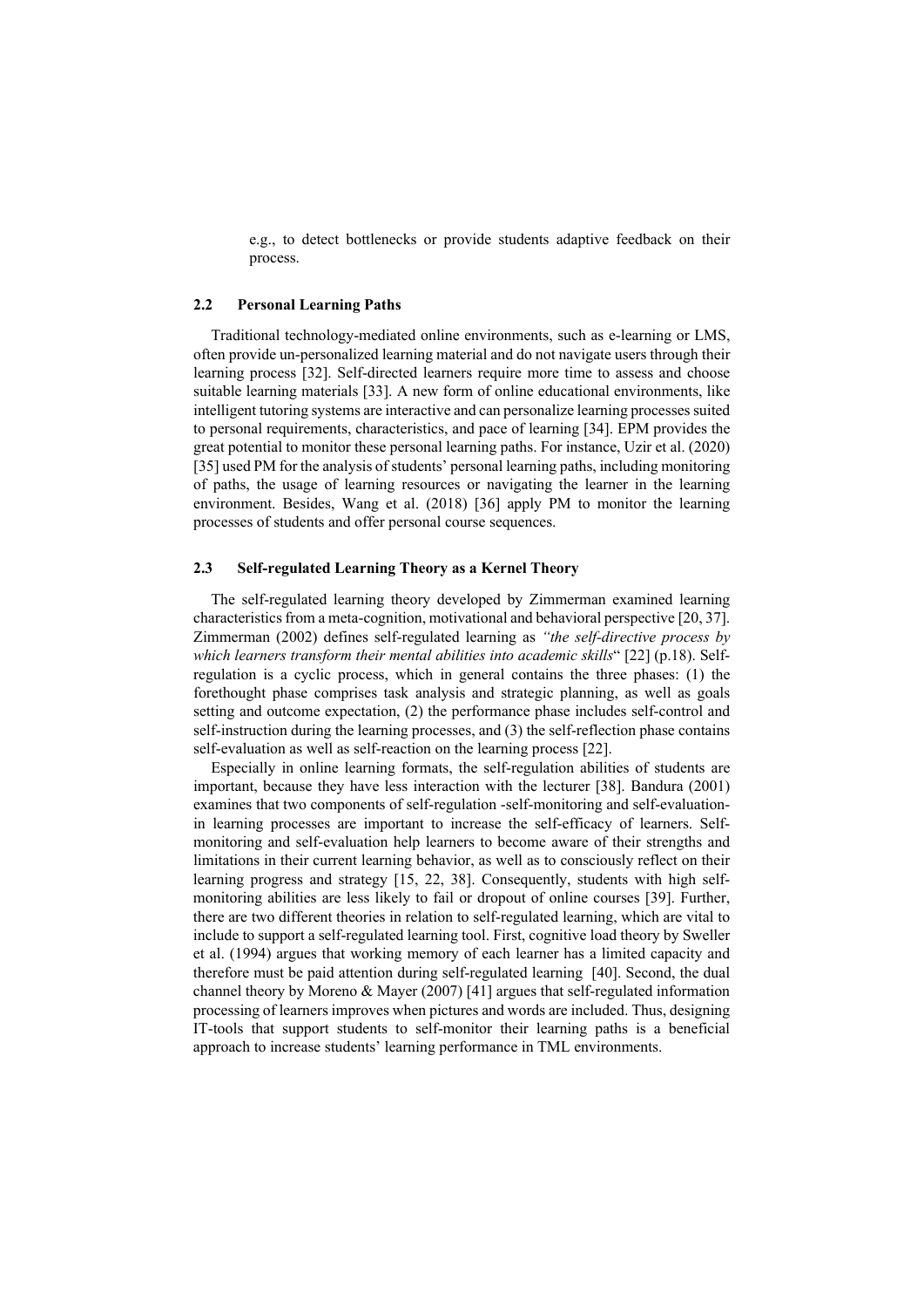e.g., to detect bottlenecks or provide students adaptive feedback on their process.

### 2.2 Personal Learning Paths

Traditional technology-mediated online environments, such as e-learning or LMS, often provide un-personalized learning material and do not navigate users through their learning process [32]. Self-directed learners require more time to assess and choose suitable learning materials [33]. A new form of online educational environments, like intelligent tutoring systems are interactive and can personalize learning processes suited to personal requirements, characteristics, and pace of learning [34]. EPM provides the great potential to monitor these personal learning paths. For instance, Uzir et al. (2020) [35] used PM for the analysis of students' personal learning paths, including monitoring of paths, the usage of learning resources or navigating the learner in the learning environment. Besides, Wang et al. (2018) [36] apply PM to monitor the learning processes of students and offer personal course sequences.

### 2.3 Self-regulated Learning Theory as a Kernel Theory

The self-regulated learning theory developed by Zimmerman examined learning characteristics from a meta-cognition, motivational and behavioral perspective [20, 37]. Zimmerman (2002) defines self-regulated learning as *"the self-directive process by which learners transform their mental abilities into academic skills*" [22] (p.18). Self-regulation is a cyclic process, which in general contains the three phases: (1) the forethought phase comprises task analysis and strategic planning, as well as goals setting and outcome expectation, (2) the performance phase includes self-control and self-instruction during the learning processes, and (3) the self-reflection phase contains self-evaluation as well as self-reaction on the learning process [22].

Especially in online learning formats, the self-regulation abilities of students are important, because they have less interaction with the lecturer [38]. Bandura (2001) examines that two components of self-regulation -self-monitoring and self-evaluation- in learning processes are important to increase the self-efficacy of learners. Self-monitoring and self-evaluation help learners to become aware of their strengths and limitations in their current learning behavior, as well as to consciously reflect on their learning progress and strategy [15, 22, 38]. Consequently, students with high self-monitoring abilities are less likely to fail or dropout of online courses [39]. Further, there are two different theories in relation to self-regulated learning, which are vital to include to support a self-regulated learning tool. First, cognitive load theory by Sweller et al. (1994) argues that working memory of each learner has a limited capacity and therefore must be paid attention during self-regulated learning [40]. Second, the dual channel theory by Moreno & Mayer (2007) [41] argues that self-regulated information processing of learners improves when pictures and words are included. Thus, designing IT-tools that support students to self-monitor their learning paths is a beneficial approach to increase students' learning performance in TML environments.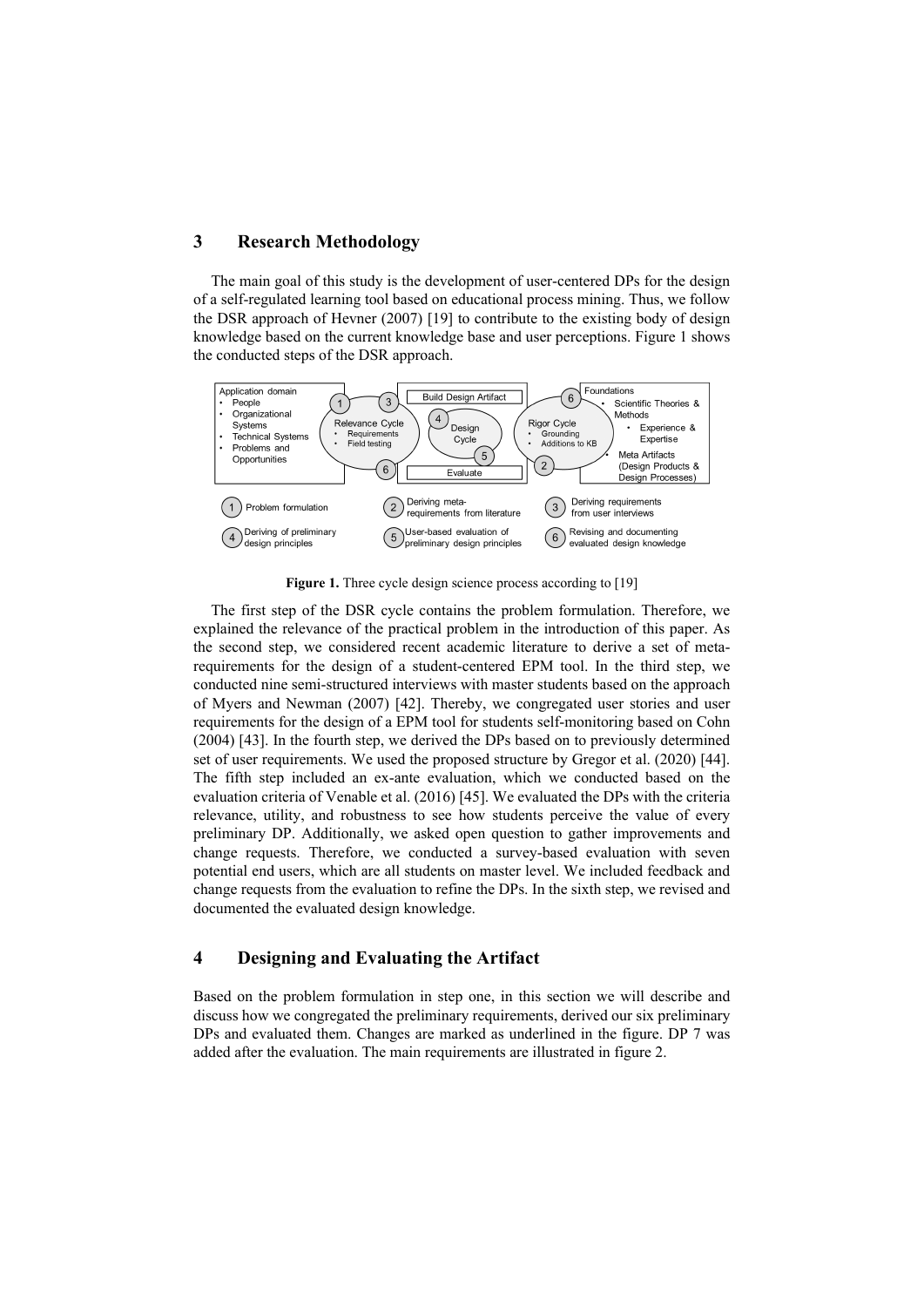## 3 Research Methodology

The main goal of this study is the development of user-centered DPs for the design of a self-regulated learning tool based on educational process mining. Thus, we follow the DSR approach of Hevner (2007) [19] to contribute to the existing body of design knowledge based on the current knowledge base and user perceptions. Figure 1 shows the conducted steps of the DSR approach.

Figure 1. Three cycle design science process according to [19]

The first step of the DSR cycle contains the problem formulation. Therefore, we explained the relevance of the practical problem in the introduction of this paper. As the second step, we considered recent academic literature to derive a set of meta-requirements for the design of a student-centered EPM tool. In the third step, we conducted nine semi-structured interviews with master students based on the approach of Myers and Newman (2007) [42]. Thereby, we congregated user stories and user requirements for the design of a EPM tool for students self-monitoring based on Cohn (2004) [43]. In the fourth step, we derived the DPs based on to previously determined set of user requirements. We used the proposed structure by Gregor et al. (2020) [44]. The fifth step included an ex-ante evaluation, which we conducted based on the evaluation criteria of Venable et al. (2016) [45]. We evaluated the DPs with the criteria relevance, utility, and robustness to see how students perceive the value of every preliminary DP. Additionally, we asked open question to gather improvements and change requests. Therefore, we conducted a survey-based evaluation with seven potential end users, which are all students on master level. We included feedback and change requests from the evaluation to refine the DPs. In the sixth step, we revised and documented the evaluated design knowledge.

## 4 Designing and Evaluating the Artifact

Based on the problem formulation in step one, in this section we will describe and discuss how we congregated the preliminary requirements, derived our six preliminary DPs and evaluated them. Changes are marked as underlined in the figure. DP 7 was added after the evaluation. The main requirements are illustrated in figure 2.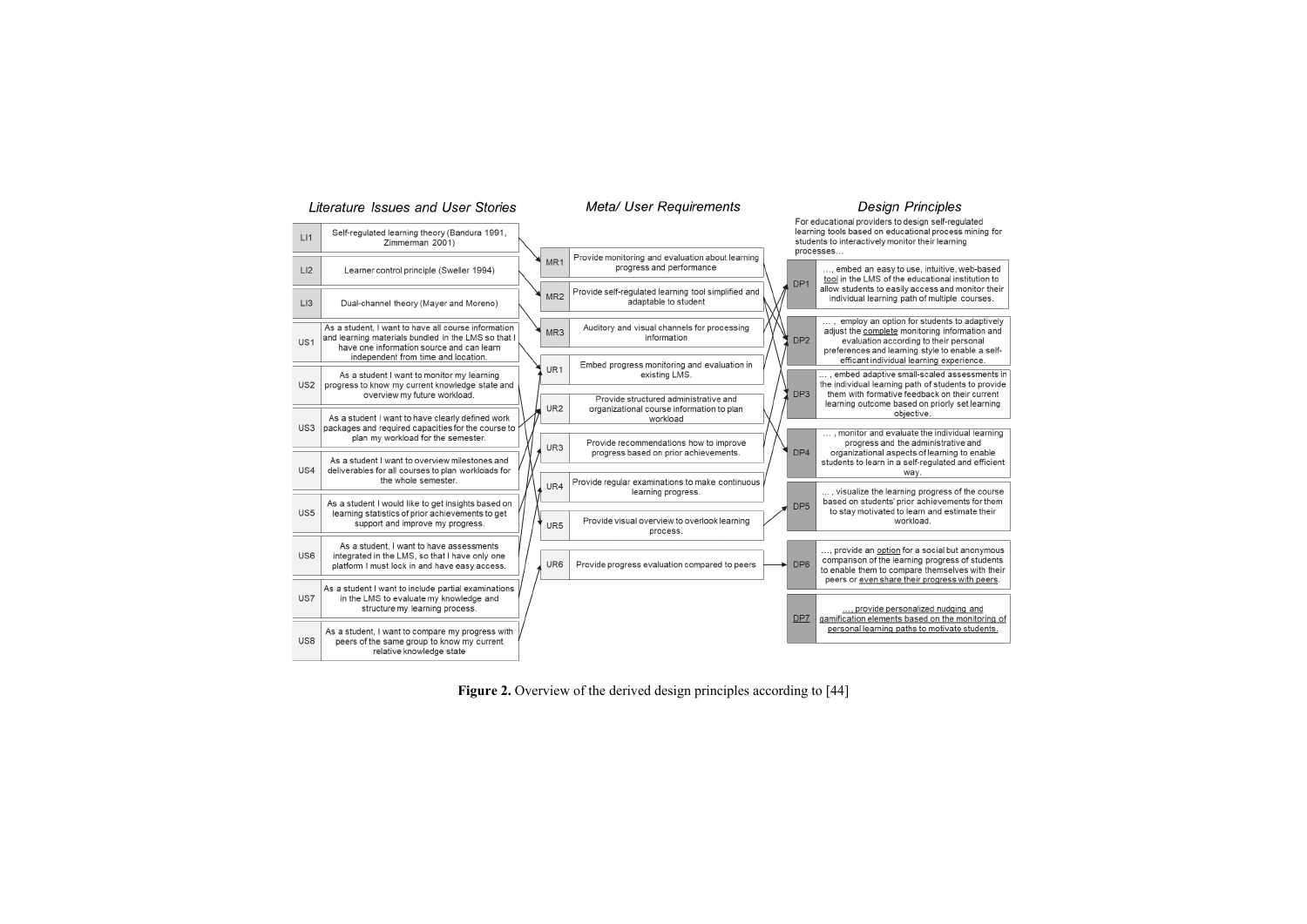## Literature Issues and User Stories

- **LI1** Self-regulated learning theory (Bandura 1991, Zimmerman 2001)
- **LI2** Learner control principle (Sweller 1994)
- **LI3** Dual-channel theory (Mayer and Moreno)
- **US1** As a student, I want to have all course information and learning materials bundled in the LMS so that I have one information source and can learn independent from time and location.
- **US2** As a student I want to monitor my learning progress to know my current knowledge state and overview my future workload.
- **US3** As a student I want to have clearly defined work packages and required capacities for the course to plan my workload for the semester.
- **US4** As a student I want to overview milestones and deliverables for all courses to plan workloads for the whole semester.
- **US5** As a student I would like to get insights based on learning statistics of prior achievements to get support and improve my progress.
- **US6** As a student, I want to have assessments integrated in the LMS, so that I have only one platform I must lock in and have easy access.
- **US7** As a student I want to include partial examinations in the LMS to evaluate my knowledge and structure my learning process.
- **US8** As a student, I want to compare my progress with peers of the same group to know my current relative knowledge state

## Meta/ User Requirements

- **MR1** Provide monitoring and evaluation about learning progress and performance
- **MR2** Provide self-regulated learning tool simplified and adaptable to student
- **MR3** Auditory and visual channels for processing information
- **UR1** Embed progress monitoring and evaluation in existing LMS.
- **UR2** Provide structured administrative and organizational course information to plan workload
- **UR3** Provide recommendations how to improve progress based on prior achievements.
- **UR4** Provide regular examinations to make continuous learning progress.
- **UR5** Provide visual overview to overlook learning process.
- **UR6** Provide progress evaluation compared to peers

## Design Principles

For educational providers to design self-regulated learning tools based on educational process mining for students to interactively monitor their learning processes…

- **DP1** …, embed an easy to use, intuitive, web-based <u>tool</u> in the LMS of the educational institution to allow students to easily access and monitor their individual learning path of multiple courses.
- **DP2** … , employ an option for students to adaptively adjust the <u>complete</u> monitoring information and evaluation according to their personal preferences and learning style to enable a self-efficant individual learning experience.
- **DP3** … , embed adaptive small-scaled assessments in the individual learning path of students to provide them with formative feedback on their current learning outcome based on priorly set learning objective.
- **DP4** … , monitor and evaluate the individual learning progress and the administrative and organizational aspects of learning to enable students to learn in a self-regulated and efficient way.
- **DP5** … , visualize the learning progress of the course based on students' prior achievements for them to stay motivated to learn and estimate their workload.
- **DP6** …, provide an <u>option</u> for a social but anonymous comparison of the learning progress of students to enable them to compare themselves with their peers or <u>even share their progress with peers</u>.
- **<u>DP7</u>** <u>…, provide personalized nudging and gamification elements based on the monitoring of personal learning paths to motivate students.</u>

**Figure 2.** Overview of the derived design principles according to [44]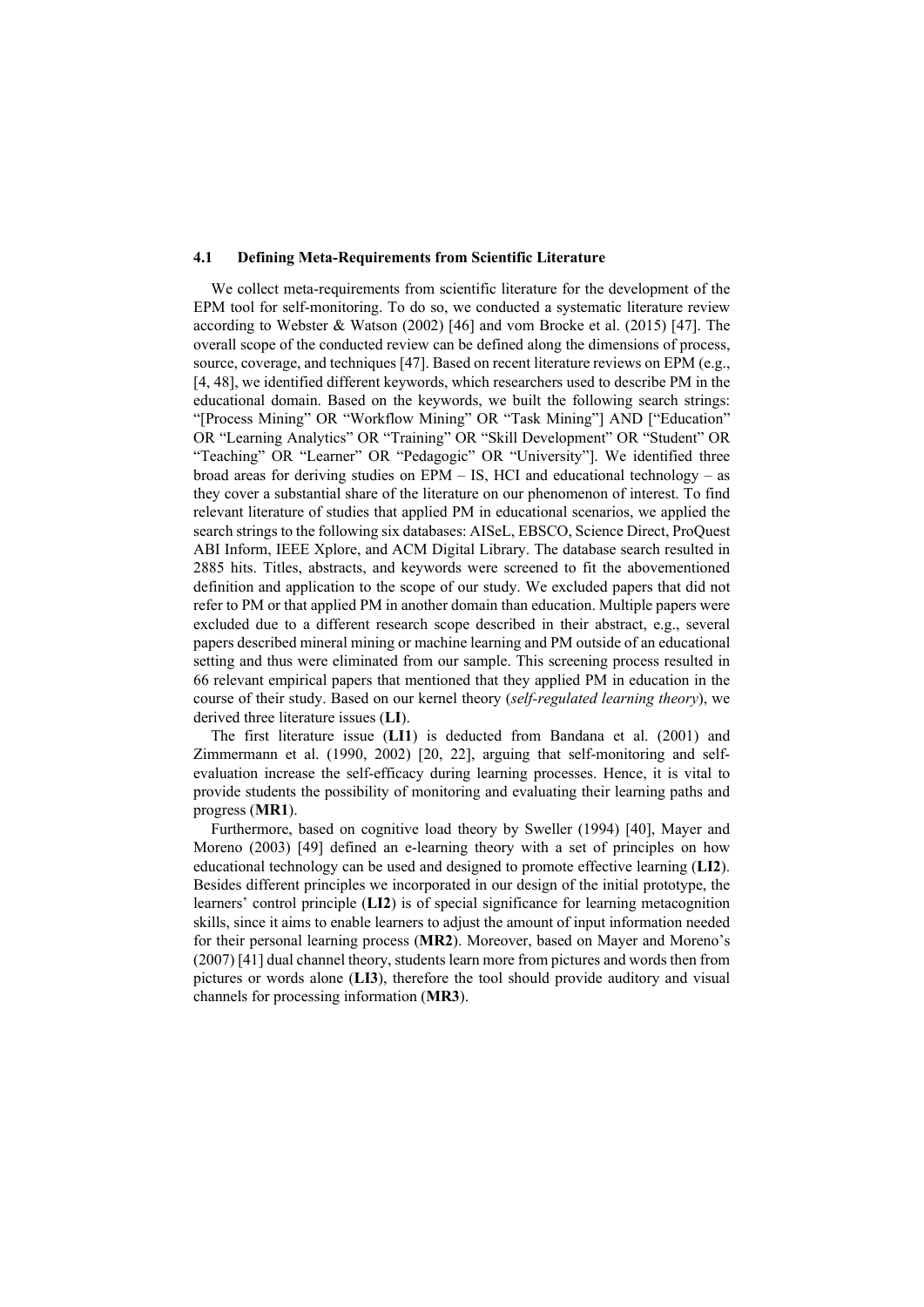### 4.1 Defining Meta-Requirements from Scientific Literature

We collect meta-requirements from scientific literature for the development of the EPM tool for self-monitoring. To do so, we conducted a systematic literature review according to Webster & Watson (2002) [46] and vom Brocke et al. (2015) [47]. The overall scope of the conducted review can be defined along the dimensions of process, source, coverage, and techniques [47]. Based on recent literature reviews on EPM (e.g., [4, 48], we identified different keywords, which researchers used to describe PM in the educational domain. Based on the keywords, we built the following search strings: "[Process Mining" OR "Workflow Mining" OR "Task Mining"] AND ["Education" OR "Learning Analytics" OR "Training" OR "Skill Development" OR "Student" OR "Teaching" OR "Learner" OR "Pedagogic" OR "University"]. We identified three broad areas for deriving studies on EPM – IS, HCI and educational technology – as they cover a substantial share of the literature on our phenomenon of interest. To find relevant literature of studies that applied PM in educational scenarios, we applied the search strings to the following six databases: AISeL, EBSCO, Science Direct, ProQuest ABI Inform, IEEE Xplore, and ACM Digital Library. The database search resulted in 2885 hits. Titles, abstracts, and keywords were screened to fit the abovementioned definition and application to the scope of our study. We excluded papers that did not refer to PM or that applied PM in another domain than education. Multiple papers were excluded due to a different research scope described in their abstract, e.g., several papers described mineral mining or machine learning and PM outside of an educational setting and thus were eliminated from our sample. This screening process resulted in 66 relevant empirical papers that mentioned that they applied PM in education in the course of their study. Based on our kernel theory (*self-regulated learning theory*), we derived three literature issues (**LI**).

The first literature issue (**LI1**) is deducted from Bandana et al. (2001) and Zimmermann et al. (1990, 2002) [20, 22], arguing that self-monitoring and self-evaluation increase the self-efficacy during learning processes. Hence, it is vital to provide students the possibility of monitoring and evaluating their learning paths and progress (**MR1**).

Furthermore, based on cognitive load theory by Sweller (1994) [40], Mayer and Moreno (2003) [49] defined an e-learning theory with a set of principles on how educational technology can be used and designed to promote effective learning (**LI2**). Besides different principles we incorporated in our design of the initial prototype, the learners' control principle (**LI2**) is of special significance for learning metacognition skills, since it aims to enable learners to adjust the amount of input information needed for their personal learning process (**MR2**). Moreover, based on Mayer and Moreno's (2007) [41] dual channel theory, students learn more from pictures and words then from pictures or words alone (**LI3**), therefore the tool should provide auditory and visual channels for processing information (**MR3**).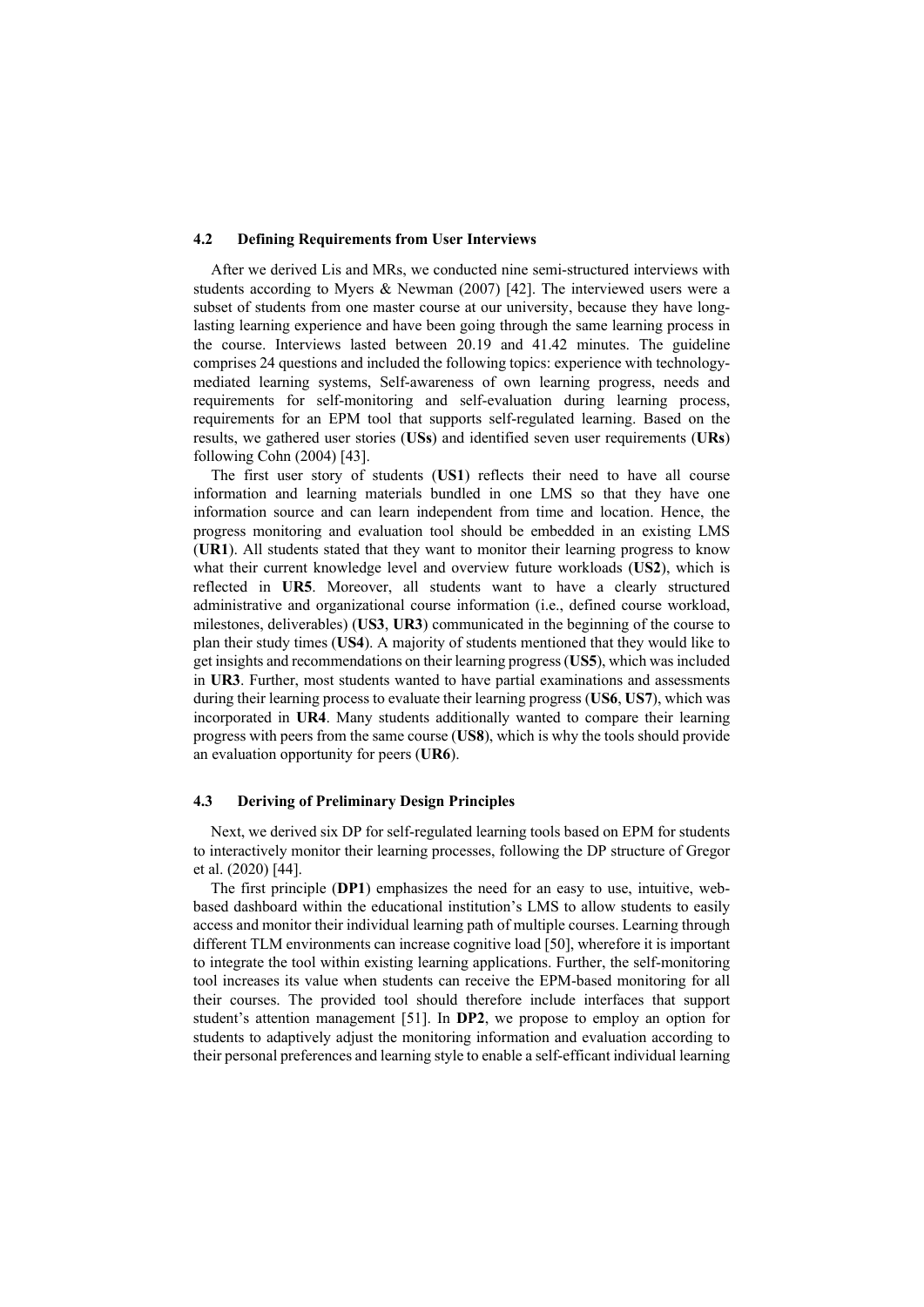### 4.2 Defining Requirements from User Interviews

After we derived LIs and MRs, we conducted nine semi-structured interviews with students according to Myers & Newman (2007) [42]. The interviewed users were a subset of students from one master course at our university, because they have long-lasting learning experience and have been going through the same learning process in the course. Interviews lasted between 20.19 and 41.42 minutes. The guideline comprises 24 questions and included the following topics: experience with technology-mediated learning systems, Self-awareness of own learning progress, needs and requirements for self-monitoring and self-evaluation during learning process, requirements for an EPM tool that supports self-regulated learning. Based on the results, we gathered user stories (**USs**) and identified seven user requirements (**URs**) following Cohn (2004) [43].

The first user story of students (**US1**) reflects their need to have all course information and learning materials bundled in one LMS so that they have one information source and can learn independent from time and location. Hence, the progress monitoring and evaluation tool should be embedded in an existing LMS (**UR1**). All students stated that they want to monitor their learning progress to know what their current knowledge level and overview future workloads (**US2**), which is reflected in **UR5**. Moreover, all students want to have a clearly structured administrative and organizational course information (i.e., defined course workload, milestones, deliverables) (**US3**, **UR3**) communicated in the beginning of the course to plan their study times (**US4**). A majority of students mentioned that they would like to get insights and recommendations on their learning progress (**US5**), which was included in **UR3**. Further, most students wanted to have partial examinations and assessments during their learning process to evaluate their learning progress (**US6**, **US7**), which was incorporated in **UR4**. Many students additionally wanted to compare their learning progress with peers from the same course (**US8**), which is why the tools should provide an evaluation opportunity for peers (**UR6**).

### 4.3 Deriving of Preliminary Design Principles

Next, we derived six DP for self-regulated learning tools based on EPM for students to interactively monitor their learning processes, following the DP structure of Gregor et al. (2020) [44].

The first principle (**DP1**) emphasizes the need for an easy to use, intuitive, web-based dashboard within the educational institution's LMS to allow students to easily access and monitor their individual learning path of multiple courses. Learning through different TLM environments can increase cognitive load [50], wherefore it is important to integrate the tool within existing learning applications. Further, the self-monitoring tool increases its value when students can receive the EPM-based monitoring for all their courses. The provided tool should therefore include interfaces that support student's attention management [51]. In **DP2**, we propose to employ an option for students to adaptively adjust the monitoring information and evaluation according to their personal preferences and learning style to enable a self-efficant individual learning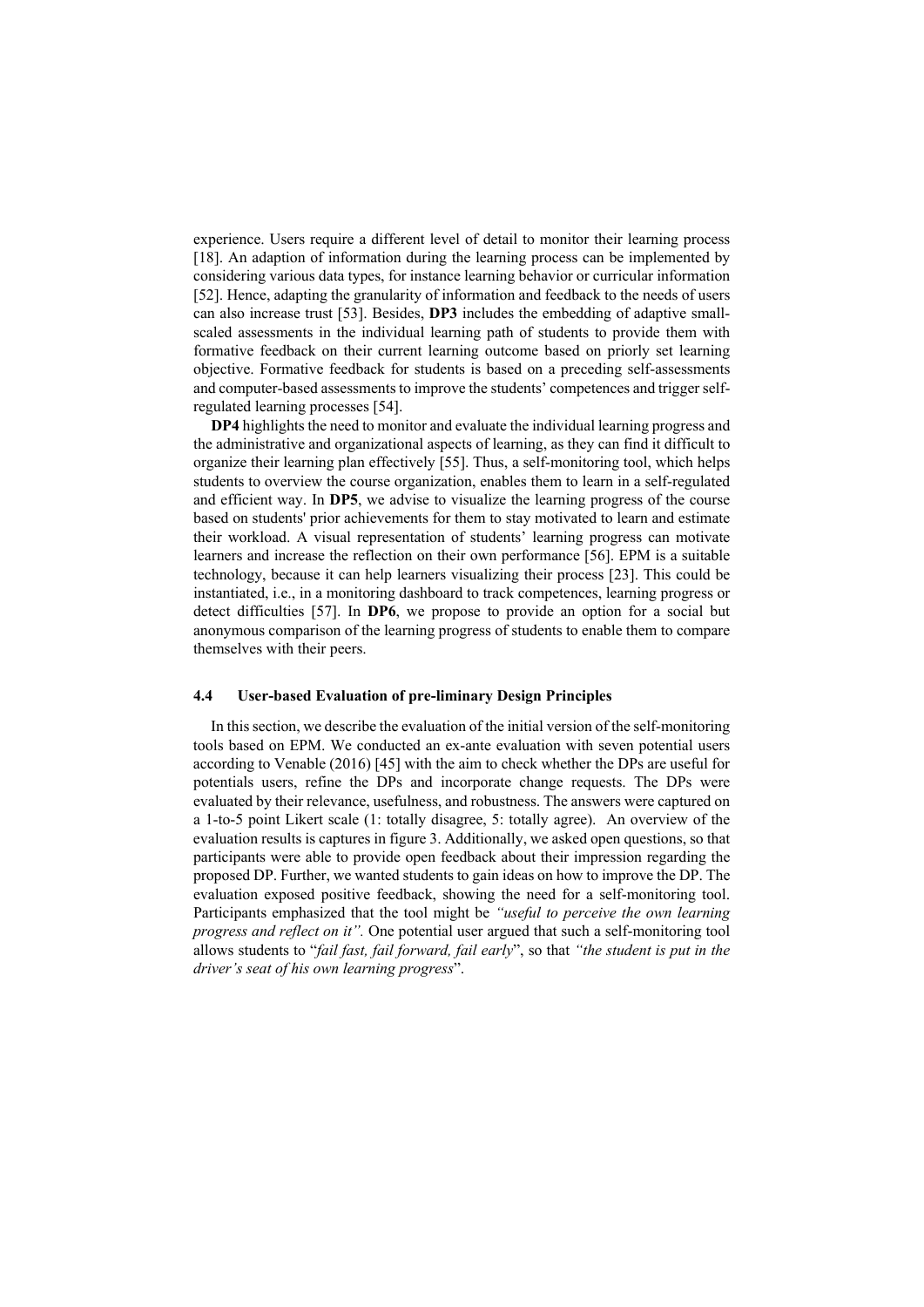experience. Users require a different level of detail to monitor their learning process [18]. An adaption of information during the learning process can be implemented by considering various data types, for instance learning behavior or curricular information [52]. Hence, adapting the granularity of information and feedback to the needs of users can also increase trust [53]. Besides, **DP3** includes the embedding of adaptive small-scaled assessments in the individual learning path of students to provide them with formative feedback on their current learning outcome based on priorly set learning objective. Formative feedback for students is based on a preceding self-assessments and computer-based assessments to improve the students' competences and trigger self-regulated learning processes [54].

**DP4** highlights the need to monitor and evaluate the individual learning progress and the administrative and organizational aspects of learning, as they can find it difficult to organize their learning plan effectively [55]. Thus, a self-monitoring tool, which helps students to overview the course organization, enables them to learn in a self-regulated and efficient way. In **DP5**, we advise to visualize the learning progress of the course based on students' prior achievements for them to stay motivated to learn and estimate their workload. A visual representation of students' learning progress can motivate learners and increase the reflection on their own performance [56]. EPM is a suitable technology, because it can help learners visualizing their process [23]. This could be instantiated, i.e., in a monitoring dashboard to track competences, learning progress or detect difficulties [57]. In **DP6**, we propose to provide an option for a social but anonymous comparison of the learning progress of students to enable them to compare themselves with their peers.

### 4.4 User-based Evaluation of pre-liminary Design Principles

In this section, we describe the evaluation of the initial version of the self-monitoring tools based on EPM. We conducted an ex-ante evaluation with seven potential users according to Venable (2016) [45] with the aim to check whether the DPs are useful for potentials users, refine the DPs and incorporate change requests. The DPs were evaluated by their relevance, usefulness, and robustness. The answers were captured on a 1-to-5 point Likert scale (1: totally disagree, 5: totally agree). An overview of the evaluation results is captures in figure 3. Additionally, we asked open questions, so that participants were able to provide open feedback about their impression regarding the proposed DP. Further, we wanted students to gain ideas on how to improve the DP. The evaluation exposed positive feedback, showing the need for a self-monitoring tool. Participants emphasized that the tool might be *"useful to perceive the own learning progress and reflect on it".* One potential user argued that such a self-monitoring tool allows students to "*fail fast, fail forward, fail early*", so that *"the student is put in the driver's seat of his own learning progress*".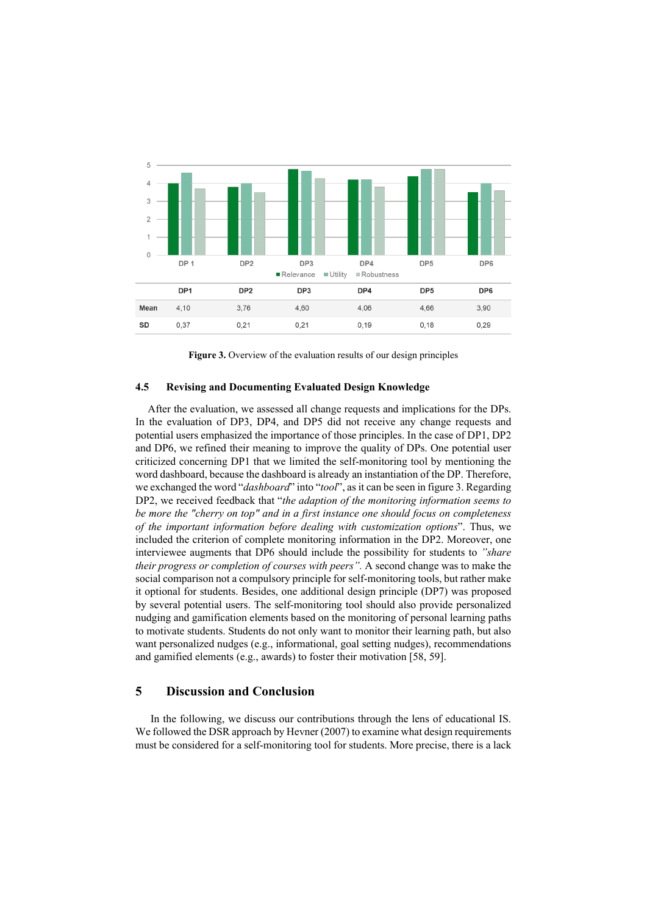| | DP1 | DP2 | DP3 | DP4 | DP5 | DP6 |
|---|---|---|---|---|---|---|
| Mean | 4,10 | 3,76 | 4,60 | 4,06 | 4,66 | 3,90 |
| SD | 0,37 | 0,21 | 0,21 | 0,19 | 0,18 | 0,29 |

**Figure 3.** Overview of the evaluation results of our design principles

### 4.5 Revising and Documenting Evaluated Design Knowledge

After the evaluation, we assessed all change requests and implications for the DPs. In the evaluation of DP3, DP4, and DP5 did not receive any change requests and potential users emphasized the importance of those principles. In the case of DP1, DP2 and DP6, we refined their meaning to improve the quality of DPs. One potential user criticized concerning DP1 that we limited the self-monitoring tool by mentioning the word dashboard, because the dashboard is already an instantiation of the DP. Therefore, we exchanged the word "*dashboard*" into "*tool*", as it can be seen in figure 3. Regarding DP2, we received feedback that "*the adaption of the monitoring information seems to be more the "cherry on top" and in a first instance one should focus on completeness of the important information before dealing with customization options*". Thus, we included the criterion of complete monitoring information in the DP2. Moreover, one interviewee augments that DP6 should include the possibility for students to *"share their progress or completion of courses with peers".* A second change was to make the social comparison not a compulsory principle for self-monitoring tools, but rather make it optional for students. Besides, one additional design principle (DP7) was proposed by several potential users. The self-monitoring tool should also provide personalized nudging and gamification elements based on the monitoring of personal learning paths to motivate students. Students do not only want to monitor their learning path, but also want personalized nudges (e.g., informational, goal setting nudges), recommendations and gamified elements (e.g., awards) to foster their motivation [58, 59].

## 5 Discussion and Conclusion

In the following, we discuss our contributions through the lens of educational IS. We followed the DSR approach by Hevner (2007) to examine what design requirements must be considered for a self-monitoring tool for students. More precise, there is a lack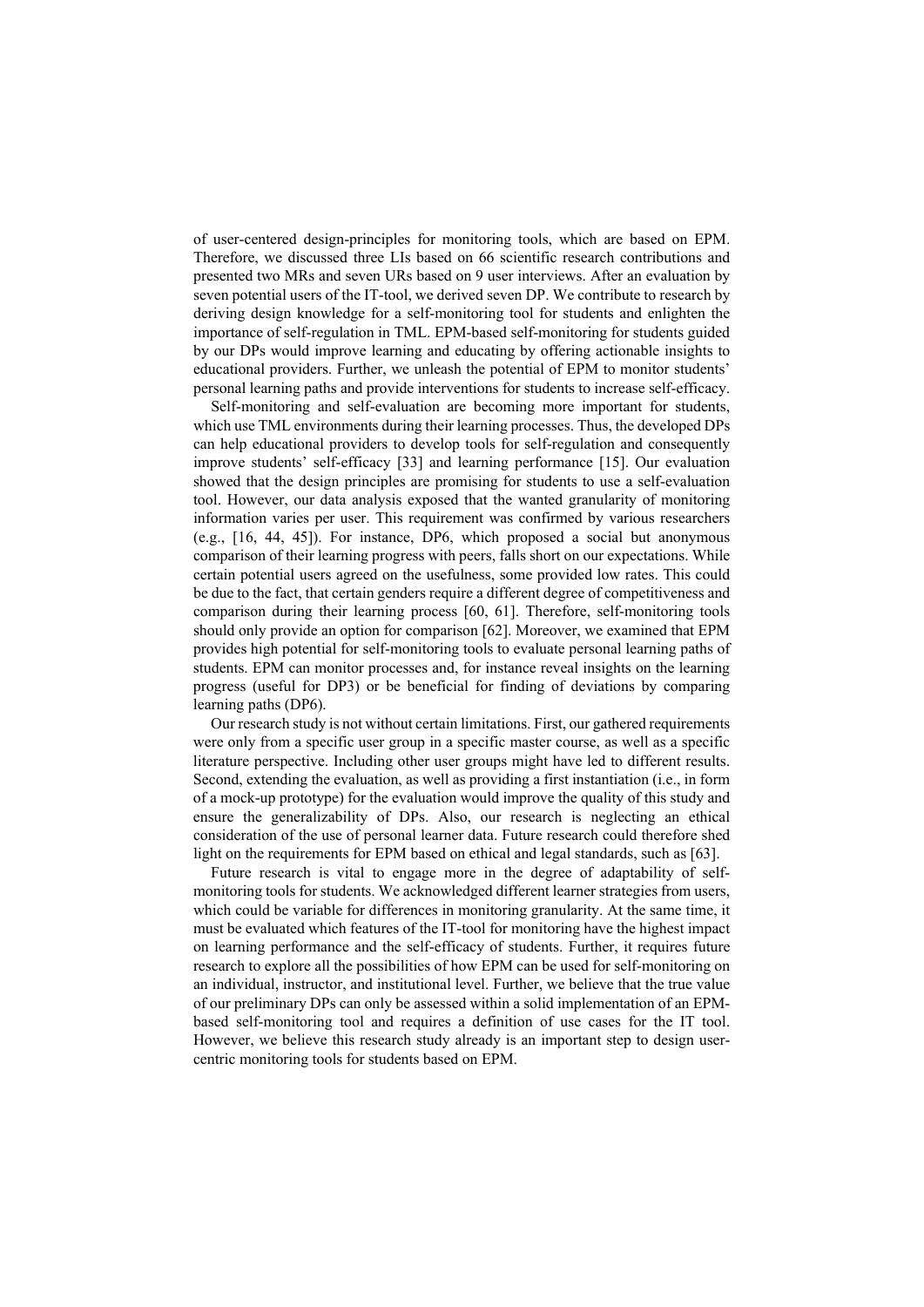of user-centered design-principles for monitoring tools, which are based on EPM. Therefore, we discussed three LIs based on 66 scientific research contributions and presented two MRs and seven URs based on 9 user interviews. After an evaluation by seven potential users of the IT-tool, we derived seven DP. We contribute to research by deriving design knowledge for a self-monitoring tool for students and enlighten the importance of self-regulation in TML. EPM-based self-monitoring for students guided by our DPs would improve learning and educating by offering actionable insights to educational providers. Further, we unleash the potential of EPM to monitor students' personal learning paths and provide interventions for students to increase self-efficacy.

Self-monitoring and self-evaluation are becoming more important for students, which use TML environments during their learning processes. Thus, the developed DPs can help educational providers to develop tools for self-regulation and consequently improve students' self-efficacy [33] and learning performance [15]. Our evaluation showed that the design principles are promising for students to use a self-evaluation tool. However, our data analysis exposed that the wanted granularity of monitoring information varies per user. This requirement was confirmed by various researchers (e.g., [16, 44, 45]). For instance, DP6, which proposed a social but anonymous comparison of their learning progress with peers, falls short on our expectations. While certain potential users agreed on the usefulness, some provided low rates. This could be due to the fact, that certain genders require a different degree of competitiveness and comparison during their learning process [60, 61]. Therefore, self-monitoring tools should only provide an option for comparison [62]. Moreover, we examined that EPM provides high potential for self-monitoring tools to evaluate personal learning paths of students. EPM can monitor processes and, for instance reveal insights on the learning progress (useful for DP3) or be beneficial for finding of deviations by comparing learning paths (DP6).

Our research study is not without certain limitations. First, our gathered requirements were only from a specific user group in a specific master course, as well as a specific literature perspective. Including other user groups might have led to different results. Second, extending the evaluation, as well as providing a first instantiation (i.e., in form of a mock-up prototype) for the evaluation would improve the quality of this study and ensure the generalizability of DPs. Also, our research is neglecting an ethical consideration of the use of personal learner data. Future research could therefore shed light on the requirements for EPM based on ethical and legal standards, such as [63].

Future research is vital to engage more in the degree of adaptability of self-monitoring tools for students. We acknowledged different learner strategies from users, which could be variable for differences in monitoring granularity. At the same time, it must be evaluated which features of the IT-tool for monitoring have the highest impact on learning performance and the self-efficacy of students. Further, it requires future research to explore all the possibilities of how EPM can be used for self-monitoring on an individual, instructor, and institutional level. Further, we believe that the true value of our preliminary DPs can only be assessed within a solid implementation of an EPM-based self-monitoring tool and requires a definition of use cases for the IT tool. However, we believe this research study already is an important step to design user-centric monitoring tools for students based on EPM.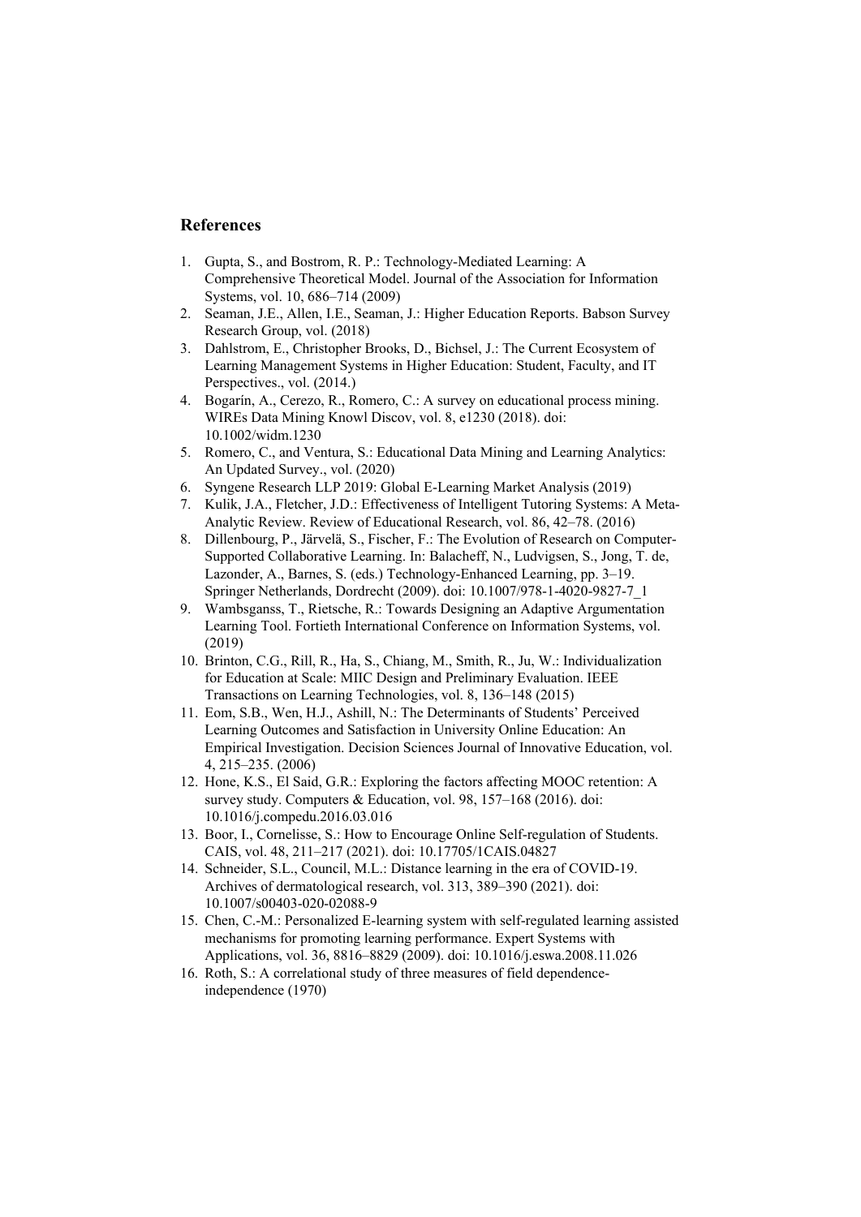## References

1. Gupta, S., and Bostrom, R. P.: Technology-Mediated Learning: A Comprehensive Theoretical Model. Journal of the Association for Information Systems, vol. 10, 686–714 (2009)
2. Seaman, J.E., Allen, I.E., Seaman, J.: Higher Education Reports. Babson Survey Research Group, vol. (2018)
3. Dahlstrom, E., Christopher Brooks, D., Bichsel, J.: The Current Ecosystem of Learning Management Systems in Higher Education: Student, Faculty, and IT Perspectives., vol. (2014.)
4. Bogarín, A., Cerezo, R., Romero, C.: A survey on educational process mining. WIREs Data Mining Knowl Discov, vol. 8, e1230 (2018). doi: 10.1002/widm.1230
5. Romero, C., and Ventura, S.: Educational Data Mining and Learning Analytics: An Updated Survey., vol. (2020)
6. Syngene Research LLP 2019: Global E-Learning Market Analysis (2019)
7. Kulik, J.A., Fletcher, J.D.: Effectiveness of Intelligent Tutoring Systems: A Meta-Analytic Review. Review of Educational Research, vol. 86, 42–78. (2016)
8. Dillenbourg, P., Järvelä, S., Fischer, F.: The Evolution of Research on Computer-Supported Collaborative Learning. In: Balacheff, N., Ludvigsen, S., Jong, T. de, Lazonder, A., Barnes, S. (eds.) Technology-Enhanced Learning, pp. 3–19. Springer Netherlands, Dordrecht (2009). doi: 10.1007/978-1-4020-9827-7_1
9. Wambsganss, T., Rietsche, R.: Towards Designing an Adaptive Argumentation Learning Tool. Fortieth International Conference on Information Systems, vol. (2019)
10. Brinton, C.G., Rill, R., Ha, S., Chiang, M., Smith, R., Ju, W.: Individualization for Education at Scale: MIIC Design and Preliminary Evaluation. IEEE Transactions on Learning Technologies, vol. 8, 136–148 (2015)
11. Eom, S.B., Wen, H.J., Ashill, N.: The Determinants of Students' Perceived Learning Outcomes and Satisfaction in University Online Education: An Empirical Investigation. Decision Sciences Journal of Innovative Education, vol. 4, 215–235. (2006)
12. Hone, K.S., El Said, G.R.: Exploring the factors affecting MOOC retention: A survey study. Computers & Education, vol. 98, 157–168 (2016). doi: 10.1016/j.compedu.2016.03.016
13. Boor, I., Cornelisse, S.: How to Encourage Online Self-regulation of Students. CAIS, vol. 48, 211–217 (2021). doi: 10.17705/1CAIS.04827
14. Schneider, S.L., Council, M.L.: Distance learning in the era of COVID-19. Archives of dermatological research, vol. 313, 389–390 (2021). doi: 10.1007/s00403-020-02088-9
15. Chen, C.-M.: Personalized E-learning system with self-regulated learning assisted mechanisms for promoting learning performance. Expert Systems with Applications, vol. 36, 8816–8829 (2009). doi: 10.1016/j.eswa.2008.11.026
16. Roth, S.: A correlational study of three measures of field dependence-independence (1970)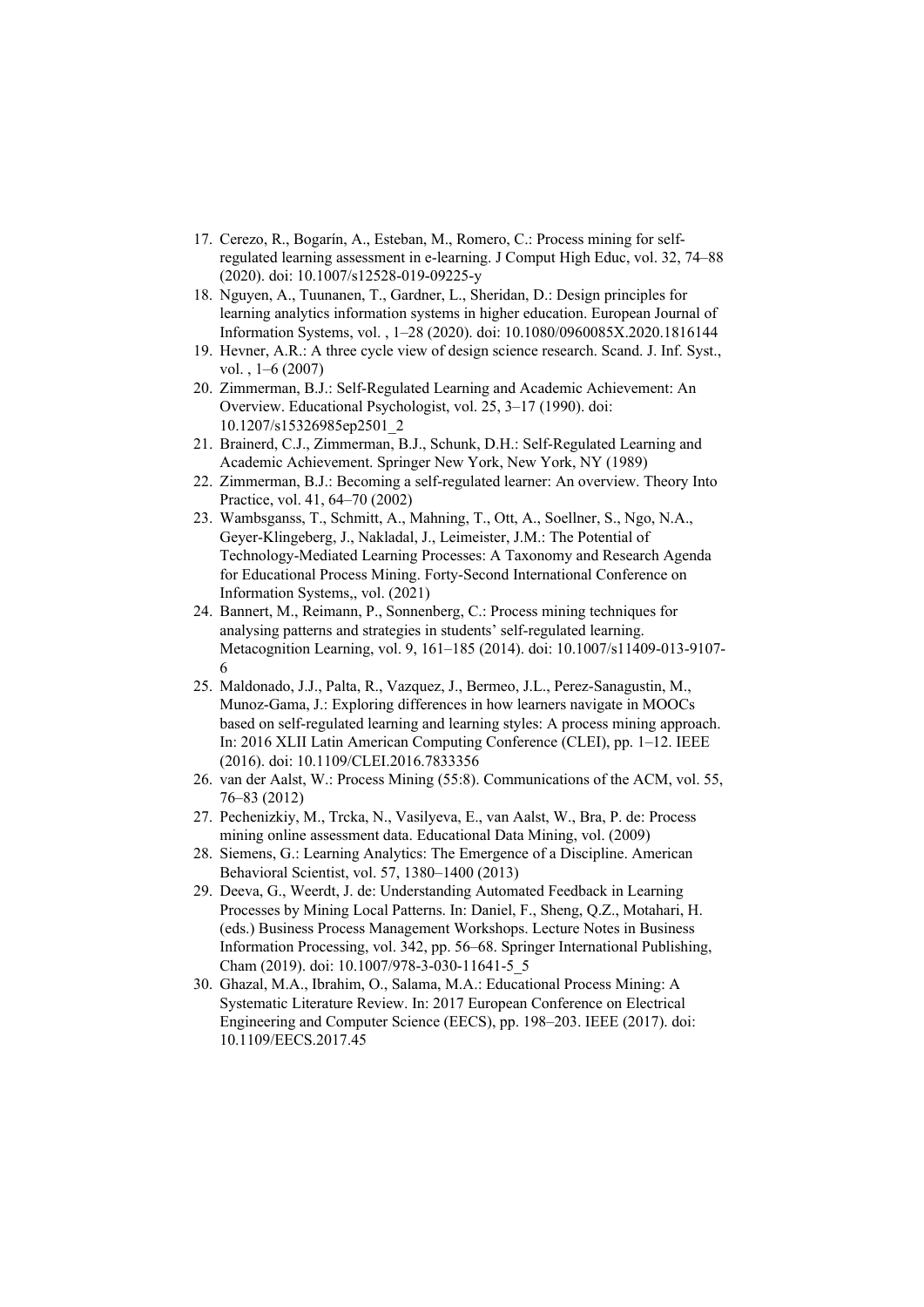17. Cerezo, R., Bogarín, A., Esteban, M., Romero, C.: Process mining for self-regulated learning assessment in e-learning. J Comput High Educ, vol. 32, 74–88 (2020). doi: 10.1007/s12528-019-09225-y
18. Nguyen, A., Tuunanen, T., Gardner, L., Sheridan, D.: Design principles for learning analytics information systems in higher education. European Journal of Information Systems, vol. , 1–28 (2020). doi: 10.1080/0960085X.2020.1816144
19. Hevner, A.R.: A three cycle view of design science research. Scand. J. Inf. Syst., vol. , 1–6 (2007)
20. Zimmerman, B.J.: Self-Regulated Learning and Academic Achievement: An Overview. Educational Psychologist, vol. 25, 3–17 (1990). doi: 10.1207/s15326985ep2501_2
21. Brainerd, C.J., Zimmerman, B.J., Schunk, D.H.: Self-Regulated Learning and Academic Achievement. Springer New York, New York, NY (1989)
22. Zimmerman, B.J.: Becoming a self-regulated learner: An overview. Theory Into Practice, vol. 41, 64–70 (2002)
23. Wambsganss, T., Schmitt, A., Mahning, T., Ott, A., Soellner, S., Ngo, N.A., Geyer-Klingeberg, J., Nakladal, J., Leimeister, J.M.: The Potential of Technology-Mediated Learning Processes: A Taxonomy and Research Agenda for Educational Process Mining. Forty-Second International Conference on Information Systems,, vol. (2021)
24. Bannert, M., Reimann, P., Sonnenberg, C.: Process mining techniques for analysing patterns and strategies in students' self-regulated learning. Metacognition Learning, vol. 9, 161–185 (2014). doi: 10.1007/s11409-013-9107-6
25. Maldonado, J.J., Palta, R., Vazquez, J., Bermeo, J.L., Perez-Sanagustin, M., Munoz-Gama, J.: Exploring differences in how learners navigate in MOOCs based on self-regulated learning and learning styles: A process mining approach. In: 2016 XLII Latin American Computing Conference (CLEI), pp. 1–12. IEEE (2016). doi: 10.1109/CLEI.2016.7833356
26. van der Aalst, W.: Process Mining (55:8). Communications of the ACM, vol. 55, 76–83 (2012)
27. Pechenizkiy, M., Trcka, N., Vasilyeva, E., van Aalst, W., Bra, P. de: Process mining online assessment data. Educational Data Mining, vol. (2009)
28. Siemens, G.: Learning Analytics: The Emergence of a Discipline. American Behavioral Scientist, vol. 57, 1380–1400 (2013)
29. Deeva, G., Weerdt, J. de: Understanding Automated Feedback in Learning Processes by Mining Local Patterns. In: Daniel, F., Sheng, Q.Z., Motahari, H. (eds.) Business Process Management Workshops. Lecture Notes in Business Information Processing, vol. 342, pp. 56–68. Springer International Publishing, Cham (2019). doi: 10.1007/978-3-030-11641-5_5
30. Ghazal, M.A., Ibrahim, O., Salama, M.A.: Educational Process Mining: A Systematic Literature Review. In: 2017 European Conference on Electrical Engineering and Computer Science (EECS), pp. 198–203. IEEE (2017). doi: 10.1109/EECS.2017.45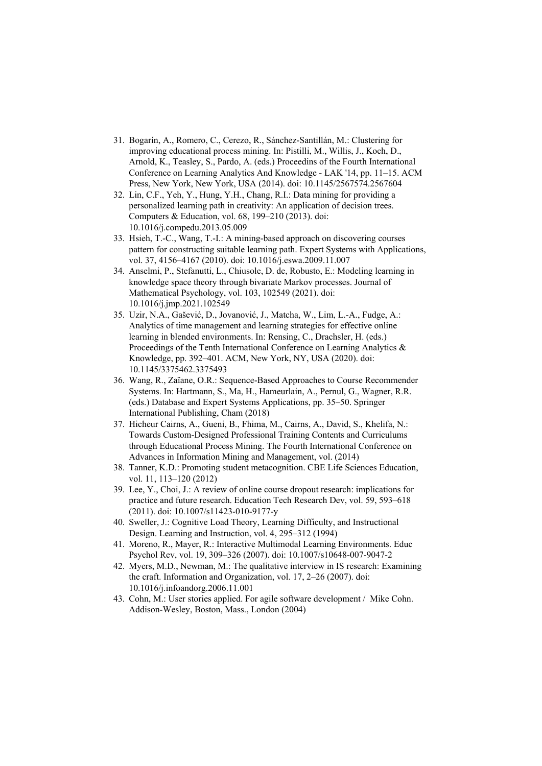31. Bogarín, A., Romero, C., Cerezo, R., Sánchez-Santillán, M.: Clustering for improving educational process mining. In: Pistilli, M., Willis, J., Koch, D., Arnold, K., Teasley, S., Pardo, A. (eds.) Proceedins of the Fourth International Conference on Learning Analytics And Knowledge - LAK '14, pp. 11–15. ACM Press, New York, New York, USA (2014). doi: 10.1145/2567574.2567604
32. Lin, C.F., Yeh, Y., Hung, Y.H., Chang, R.I.: Data mining for providing a personalized learning path in creativity: An application of decision trees. Computers & Education, vol. 68, 199–210 (2013). doi: 10.1016/j.compedu.2013.05.009
33. Hsieh, T.-C., Wang, T.-I.: A mining-based approach on discovering courses pattern for constructing suitable learning path. Expert Systems with Applications, vol. 37, 4156–4167 (2010). doi: 10.1016/j.eswa.2009.11.007
34. Anselmi, P., Stefanutti, L., Chiusole, D. de, Robusto, E.: Modeling learning in knowledge space theory through bivariate Markov processes. Journal of Mathematical Psychology, vol. 103, 102549 (2021). doi: 10.1016/j.jmp.2021.102549
35. Uzir, N.A., Gašević, D., Jovanović, J., Matcha, W., Lim, L.-A., Fudge, A.: Analytics of time management and learning strategies for effective online learning in blended environments. In: Rensing, C., Drachsler, H. (eds.) Proceedings of the Tenth International Conference on Learning Analytics & Knowledge, pp. 392–401. ACM, New York, NY, USA (2020). doi: 10.1145/3375462.3375493
36. Wang, R., Zaïane, O.R.: Sequence-Based Approaches to Course Recommender Systems. In: Hartmann, S., Ma, H., Hameurlain, A., Pernul, G., Wagner, R.R. (eds.) Database and Expert Systems Applications, pp. 35–50. Springer International Publishing, Cham (2018)
37. Hicheur Cairns, A., Gueni, B., Fhima, M., Cairns, A., David, S., Khelifa, N.: Towards Custom-Designed Professional Training Contents and Curriculums through Educational Process Mining. The Fourth International Conference on Advances in Information Mining and Management, vol. (2014)
38. Tanner, K.D.: Promoting student metacognition. CBE Life Sciences Education, vol. 11, 113–120 (2012)
39. Lee, Y., Choi, J.: A review of online course dropout research: implications for practice and future research. Education Tech Research Dev, vol. 59, 593–618 (2011). doi: 10.1007/s11423-010-9177-y
40. Sweller, J.: Cognitive Load Theory, Learning Difficulty, and Instructional Design. Learning and Instruction, vol. 4, 295–312 (1994)
41. Moreno, R., Mayer, R.: Interactive Multimodal Learning Environments. Educ Psychol Rev, vol. 19, 309–326 (2007). doi: 10.1007/s10648-007-9047-2
42. Myers, M.D., Newman, M.: The qualitative interview in IS research: Examining the craft. Information and Organization, vol. 17, 2–26 (2007). doi: 10.1016/j.infoandorg.2006.11.001
43. Cohn, M.: User stories applied. For agile software development / Mike Cohn. Addison-Wesley, Boston, Mass., London (2004)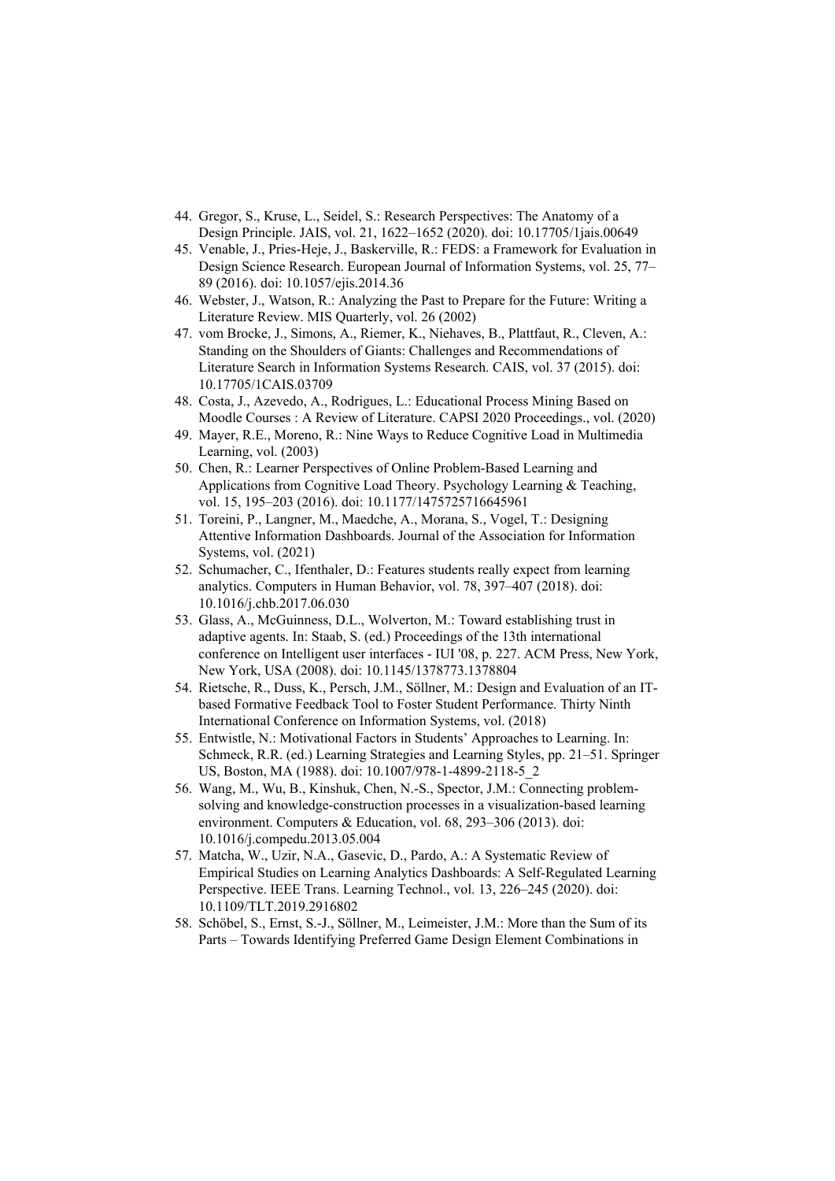44. Gregor, S., Kruse, L., Seidel, S.: Research Perspectives: The Anatomy of a Design Principle. JAIS, vol. 21, 1622–1652 (2020). doi: 10.17705/1jais.00649
45. Venable, J., Pries-Heje, J., Baskerville, R.: FEDS: a Framework for Evaluation in Design Science Research. European Journal of Information Systems, vol. 25, 77–89 (2016). doi: 10.1057/ejis.2014.36
46. Webster, J., Watson, R.: Analyzing the Past to Prepare for the Future: Writing a Literature Review. MIS Quarterly, vol. 26 (2002)
47. vom Brocke, J., Simons, A., Riemer, K., Niehaves, B., Plattfaut, R., Cleven, A.: Standing on the Shoulders of Giants: Challenges and Recommendations of Literature Search in Information Systems Research. CAIS, vol. 37 (2015). doi: 10.17705/1CAIS.03709
48. Costa, J., Azevedo, A., Rodrigues, L.: Educational Process Mining Based on Moodle Courses : A Review of Literature. CAPSI 2020 Proceedings., vol. (2020)
49. Mayer, R.E., Moreno, R.: Nine Ways to Reduce Cognitive Load in Multimedia Learning, vol. (2003)
50. Chen, R.: Learner Perspectives of Online Problem-Based Learning and Applications from Cognitive Load Theory. Psychology Learning & Teaching, vol. 15, 195–203 (2016). doi: 10.1177/1475725716645961
51. Toreini, P., Langner, M., Maedche, A., Morana, S., Vogel, T.: Designing Attentive Information Dashboards. Journal of the Association for Information Systems, vol. (2021)
52. Schumacher, C., Ifenthaler, D.: Features students really expect from learning analytics. Computers in Human Behavior, vol. 78, 397–407 (2018). doi: 10.1016/j.chb.2017.06.030
53. Glass, A., McGuinness, D.L., Wolverton, M.: Toward establishing trust in adaptive agents. In: Staab, S. (ed.) Proceedings of the 13th international conference on Intelligent user interfaces - IUI '08, p. 227. ACM Press, New York, New York, USA (2008). doi: 10.1145/1378773.1378804
54. Rietsche, R., Duss, K., Persch, J.M., Söllner, M.: Design and Evaluation of an IT-based Formative Feedback Tool to Foster Student Performance. Thirty Ninth International Conference on Information Systems, vol. (2018)
55. Entwistle, N.: Motivational Factors in Students' Approaches to Learning. In: Schmeck, R.R. (ed.) Learning Strategies and Learning Styles, pp. 21–51. Springer US, Boston, MA (1988). doi: 10.1007/978-1-4899-2118-5_2
56. Wang, M., Wu, B., Kinshuk, Chen, N.-S., Spector, J.M.: Connecting problem-solving and knowledge-construction processes in a visualization-based learning environment. Computers & Education, vol. 68, 293–306 (2013). doi: 10.1016/j.compedu.2013.05.004
57. Matcha, W., Uzir, N.A., Gasevic, D., Pardo, A.: A Systematic Review of Empirical Studies on Learning Analytics Dashboards: A Self-Regulated Learning Perspective. IEEE Trans. Learning Technol., vol. 13, 226–245 (2020). doi: 10.1109/TLT.2019.2916802
58. Schöbel, S., Ernst, S.-J., Söllner, M., Leimeister, J.M.: More than the Sum of its Parts – Towards Identifying Preferred Game Design Element Combinations in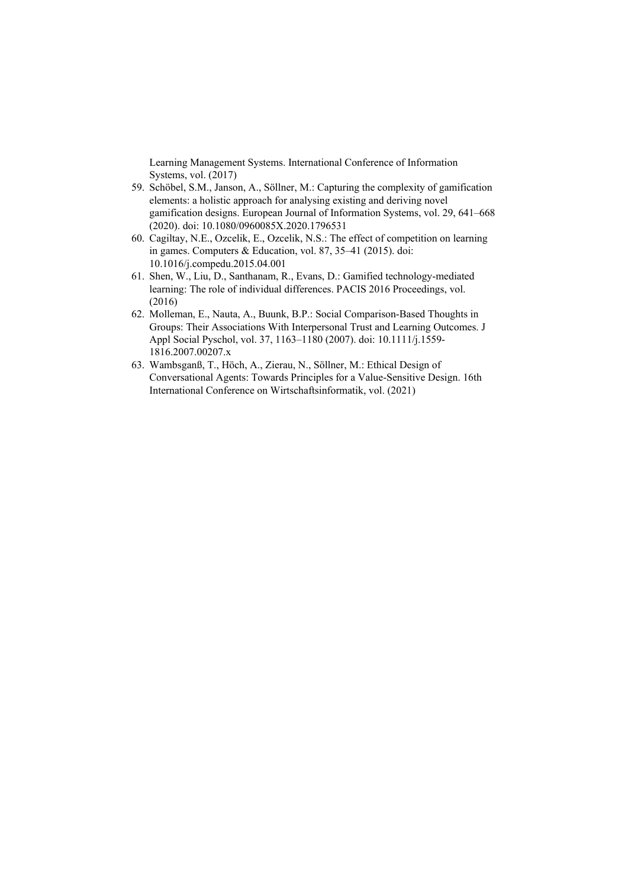Learning Management Systems. International Conference of Information Systems, vol. (2017)

59. Schöbel, S.M., Janson, A., Söllner, M.: Capturing the complexity of gamification elements: a holistic approach for analysing existing and deriving novel gamification designs. European Journal of Information Systems, vol. 29, 641–668 (2020). doi: 10.1080/0960085X.2020.1796531
60. Cagiltay, N.E., Ozcelik, E., Ozcelik, N.S.: The effect of competition on learning in games. Computers & Education, vol. 87, 35–41 (2015). doi: 10.1016/j.compedu.2015.04.001
61. Shen, W., Liu, D., Santhanam, R., Evans, D.: Gamified technology-mediated learning: The role of individual differences. PACIS 2016 Proceedings, vol. (2016)
62. Molleman, E., Nauta, A., Buunk, B.P.: Social Comparison-Based Thoughts in Groups: Their Associations With Interpersonal Trust and Learning Outcomes. J Appl Social Pyschol, vol. 37, 1163–1180 (2007). doi: 10.1111/j.1559-1816.2007.00207.x
63. Wambsganß, T., Höch, A., Zierau, N., Söllner, M.: Ethical Design of Conversational Agents: Towards Principles for a Value-Sensitive Design. 16th International Conference on Wirtschaftsinformatik, vol. (2021)